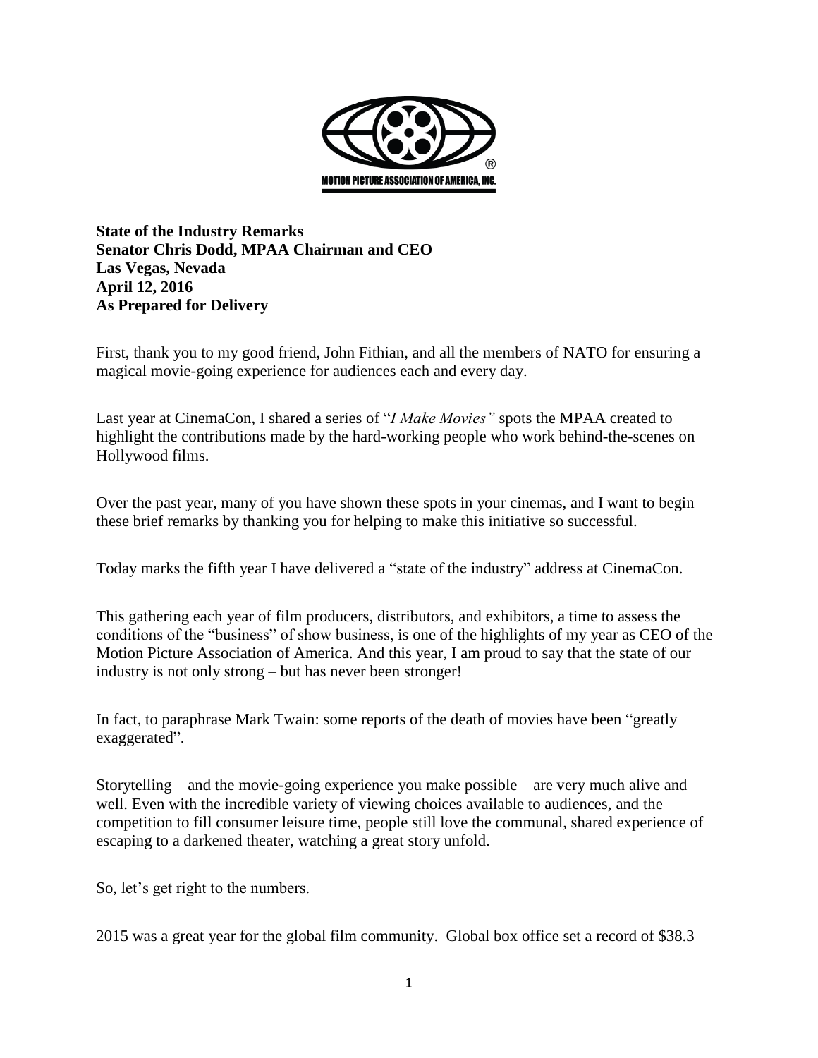**State of the Industry Remarks**
**Senator Chris Dodd, MPAA Chairman and CEO**
**Las Vegas, Nevada**
**April 12, 2016**
**As Prepared for Delivery**

First, thank you to my good friend, John Fithian, and all the members of NATO for ensuring a magical movie-going experience for audiences each and every day.

Last year at CinemaCon, I shared a series of "*I Make Movies"* spots the MPAA created to highlight the contributions made by the hard-working people who work behind-the-scenes on Hollywood films.

Over the past year, many of you have shown these spots in your cinemas, and I want to begin these brief remarks by thanking you for helping to make this initiative so successful.

Today marks the fifth year I have delivered a "state of the industry" address at CinemaCon.

This gathering each year of film producers, distributors, and exhibitors, a time to assess the conditions of the "business" of show business, is one of the highlights of my year as CEO of the Motion Picture Association of America. And this year, I am proud to say that the state of our industry is not only strong – but has never been stronger!

In fact, to paraphrase Mark Twain: some reports of the death of movies have been "greatly exaggerated".

Storytelling – and the movie-going experience you make possible – are very much alive and well. Even with the incredible variety of viewing choices available to audiences, and the competition to fill consumer leisure time, people still love the communal, shared experience of escaping to a darkened theater, watching a great story unfold.

So, let's get right to the numbers.

2015 was a great year for the global film community. Global box office set a record of $38.3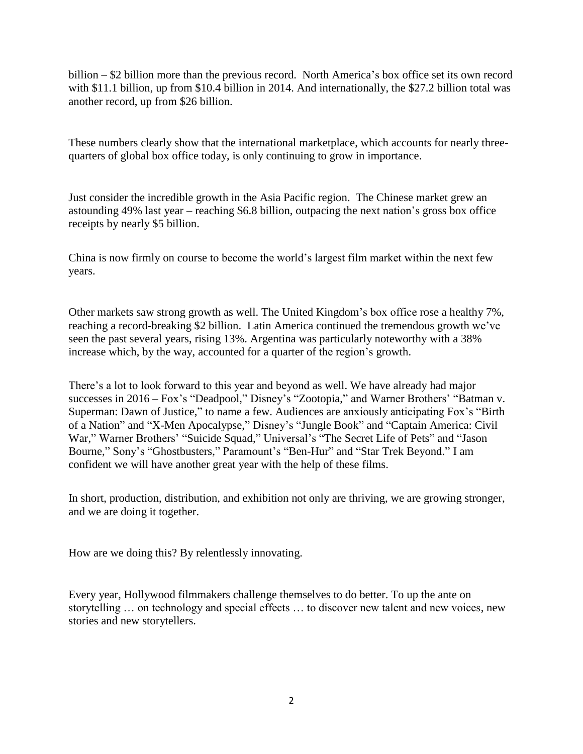billion – $2 billion more than the previous record. North America's box office set its own record with $11.1 billion, up from $10.4 billion in 2014. And internationally, the $27.2 billion total was another record, up from $26 billion.

These numbers clearly show that the international marketplace, which accounts for nearly three-quarters of global box office today, is only continuing to grow in importance.

Just consider the incredible growth in the Asia Pacific region. The Chinese market grew an astounding 49% last year – reaching $6.8 billion, outpacing the next nation's gross box office receipts by nearly $5 billion.

China is now firmly on course to become the world's largest film market within the next few years.

Other markets saw strong growth as well. The United Kingdom's box office rose a healthy 7%, reaching a record-breaking $2 billion. Latin America continued the tremendous growth we've seen the past several years, rising 13%. Argentina was particularly noteworthy with a 38% increase which, by the way, accounted for a quarter of the region's growth.

There's a lot to look forward to this year and beyond as well. We have already had major successes in 2016 – Fox's "Deadpool," Disney's "Zootopia," and Warner Brothers' "Batman v. Superman: Dawn of Justice," to name a few. Audiences are anxiously anticipating Fox's "Birth of a Nation" and "X-Men Apocalypse," Disney's "Jungle Book" and "Captain America: Civil War," Warner Brothers' "Suicide Squad," Universal's "The Secret Life of Pets" and "Jason Bourne," Sony's "Ghostbusters," Paramount's "Ben-Hur" and "Star Trek Beyond." I am confident we will have another great year with the help of these films.

In short, production, distribution, and exhibition not only are thriving, we are growing stronger, and we are doing it together.

How are we doing this? By relentlessly innovating.

Every year, Hollywood filmmakers challenge themselves to do better. To up the ante on storytelling … on technology and special effects … to discover new talent and new voices, new stories and new storytellers.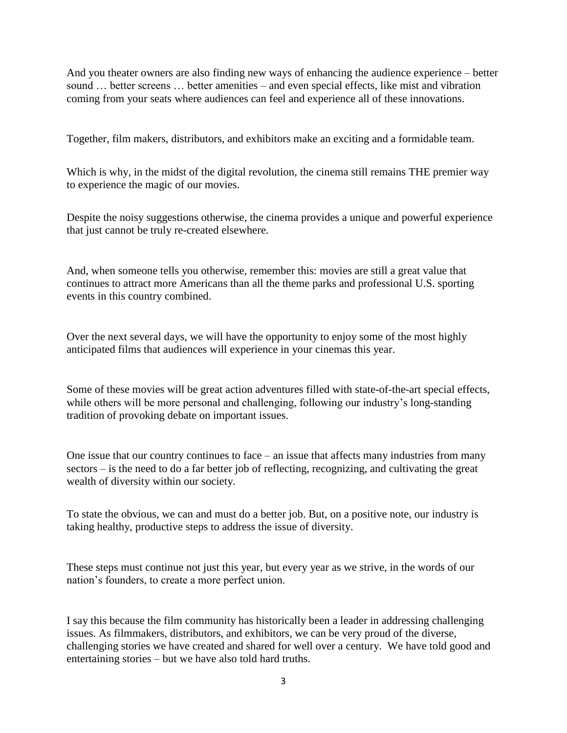And you theater owners are also finding new ways of enhancing the audience experience – better sound … better screens … better amenities – and even special effects, like mist and vibration coming from your seats where audiences can feel and experience all of these innovations.

Together, film makers, distributors, and exhibitors make an exciting and a formidable team.

Which is why, in the midst of the digital revolution, the cinema still remains THE premier way to experience the magic of our movies.

Despite the noisy suggestions otherwise, the cinema provides a unique and powerful experience that just cannot be truly re-created elsewhere.

And, when someone tells you otherwise, remember this: movies are still a great value that continues to attract more Americans than all the theme parks and professional U.S. sporting events in this country combined.

Over the next several days, we will have the opportunity to enjoy some of the most highly anticipated films that audiences will experience in your cinemas this year.

Some of these movies will be great action adventures filled with state-of-the-art special effects, while others will be more personal and challenging, following our industry's long-standing tradition of provoking debate on important issues.

One issue that our country continues to face – an issue that affects many industries from many sectors – is the need to do a far better job of reflecting, recognizing, and cultivating the great wealth of diversity within our society.

To state the obvious, we can and must do a better job. But, on a positive note, our industry is taking healthy, productive steps to address the issue of diversity.

These steps must continue not just this year, but every year as we strive, in the words of our nation's founders, to create a more perfect union.

I say this because the film community has historically been a leader in addressing challenging issues. As filmmakers, distributors, and exhibitors, we can be very proud of the diverse, challenging stories we have created and shared for well over a century. We have told good and entertaining stories – but we have also told hard truths.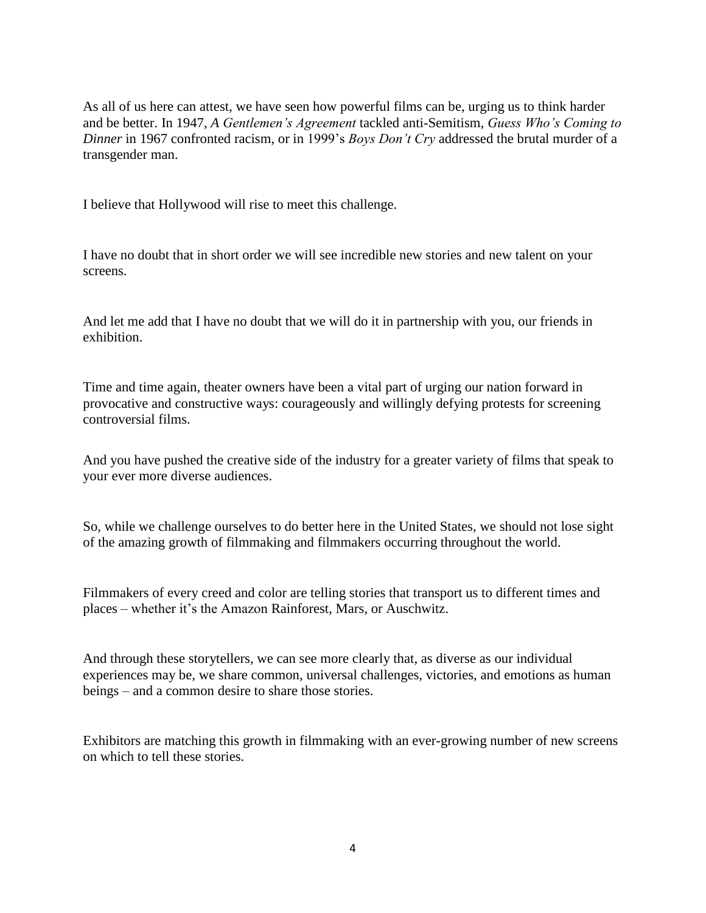As all of us here can attest, we have seen how powerful films can be, urging us to think harder and be better. In 1947, *A Gentlemen's Agreement* tackled anti-Semitism, *Guess Who's Coming to Dinner* in 1967 confronted racism, or in 1999's *Boys Don't Cry* addressed the brutal murder of a transgender man.

I believe that Hollywood will rise to meet this challenge.

I have no doubt that in short order we will see incredible new stories and new talent on your screens.

And let me add that I have no doubt that we will do it in partnership with you, our friends in exhibition.

Time and time again, theater owners have been a vital part of urging our nation forward in provocative and constructive ways: courageously and willingly defying protests for screening controversial films.

And you have pushed the creative side of the industry for a greater variety of films that speak to your ever more diverse audiences.

So, while we challenge ourselves to do better here in the United States, we should not lose sight of the amazing growth of filmmaking and filmmakers occurring throughout the world.

Filmmakers of every creed and color are telling stories that transport us to different times and places – whether it's the Amazon Rainforest, Mars, or Auschwitz.

And through these storytellers, we can see more clearly that, as diverse as our individual experiences may be, we share common, universal challenges, victories, and emotions as human beings – and a common desire to share those stories.

Exhibitors are matching this growth in filmmaking with an ever-growing number of new screens on which to tell these stories.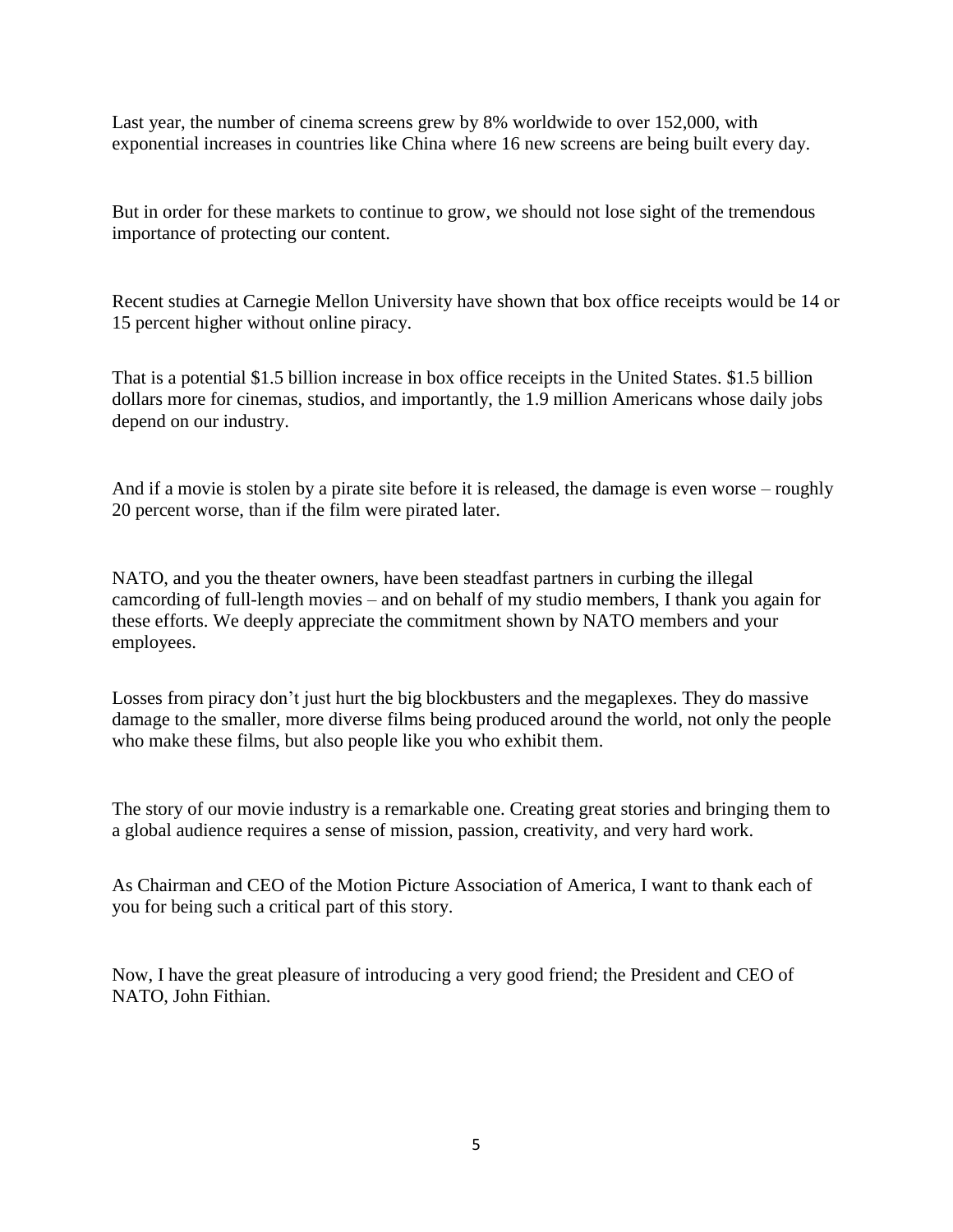Last year, the number of cinema screens grew by 8% worldwide to over 152,000, with exponential increases in countries like China where 16 new screens are being built every day.

But in order for these markets to continue to grow, we should not lose sight of the tremendous importance of protecting our content.

Recent studies at Carnegie Mellon University have shown that box office receipts would be 14 or 15 percent higher without online piracy.

That is a potential $1.5 billion increase in box office receipts in the United States. $1.5 billion dollars more for cinemas, studios, and importantly, the 1.9 million Americans whose daily jobs depend on our industry.

And if a movie is stolen by a pirate site before it is released, the damage is even worse – roughly 20 percent worse, than if the film were pirated later.

NATO, and you the theater owners, have been steadfast partners in curbing the illegal camcording of full-length movies – and on behalf of my studio members, I thank you again for these efforts. We deeply appreciate the commitment shown by NATO members and your employees.

Losses from piracy don't just hurt the big blockbusters and the megaplexes. They do massive damage to the smaller, more diverse films being produced around the world, not only the people who make these films, but also people like you who exhibit them.

The story of our movie industry is a remarkable one. Creating great stories and bringing them to a global audience requires a sense of mission, passion, creativity, and very hard work.

As Chairman and CEO of the Motion Picture Association of America, I want to thank each of you for being such a critical part of this story.

Now, I have the great pleasure of introducing a very good friend; the President and CEO of NATO, John Fithian.